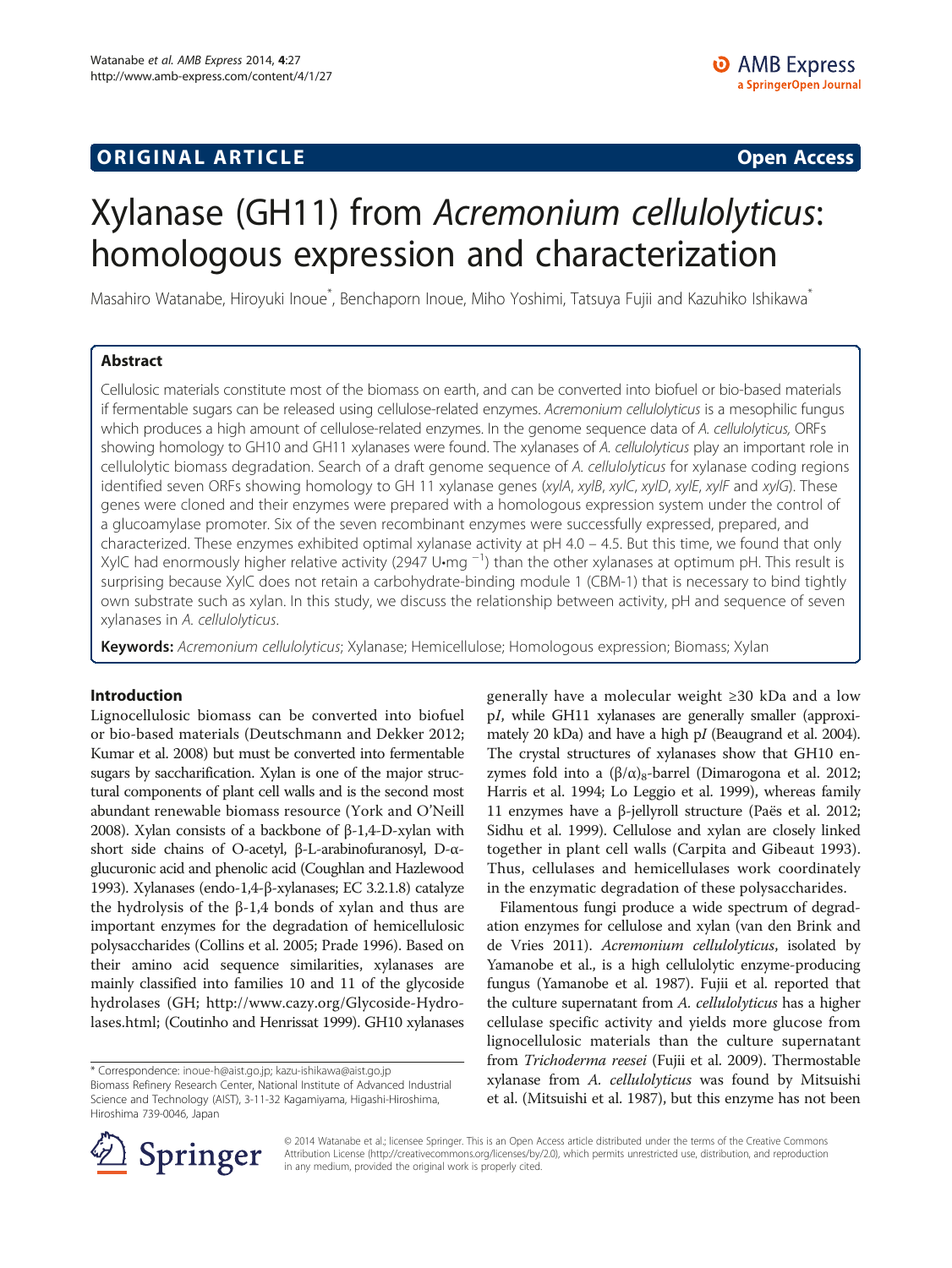**ORIGINAL ARTICLE** **Open Access**

# Xylanase (GH11) from *Acremonium cellulolyticus*: homologous expression and characterization

Masahiro Watanabe, Hiroyuki Inoue*, Benchaporn Inoue, Miho Yoshimi, Tatsuya Fujii and Kazuhiko Ishikawa*

## Abstract

Cellulosic materials constitute most of the biomass on earth, and can be converted into biofuel or bio-based materials if fermentable sugars can be released using cellulose-related enzymes. *Acremonium cellulolyticus* is a mesophilic fungus which produces a high amount of cellulose-related enzymes. In the genome sequence data of *A. cellulolyticus,* ORFs showing homology to GH10 and GH11 xylanases were found. The xylanases of *A. cellulolyticus* play an important role in cellulolytic biomass degradation. Search of a draft genome sequence of *A. cellulolyticus* for xylanase coding regions identified seven ORFs showing homology to GH 11 xylanase genes (*xylA*, *xylB*, *xylC*, *xylD*, *xylE*, *xylF* and *xylG*). These genes were cloned and their enzymes were prepared with a homologous expression system under the control of a glucoamylase promoter. Six of the seven recombinant enzymes were successfully expressed, prepared, and characterized. These enzymes exhibited optimal xylanase activity at pH 4.0 – 4.5. But this time, we found that only XylC had enormously higher relative activity (2947 U•mg $^{-1}$) than the other xylanases at optimum pH. This result is surprising because XylC does not retain a carbohydrate-binding module 1 (CBM-1) that is necessary to bind tightly own substrate such as xylan. In this study, we discuss the relationship between activity, pH and sequence of seven xylanases in *A. cellulolyticus*.

**Keywords:** *Acremonium cellulolyticus*; Xylanase; Hemicellulose; Homologous expression; Biomass; Xylan

## Introduction

Lignocellulosic biomass can be converted into biofuel or bio-based materials (Deutschmann and Dekker 2012; Kumar et al. 2008) but must be converted into fermentable sugars by saccharification. Xylan is one of the major structural components of plant cell walls and is the second most abundant renewable biomass resource (York and O'Neill 2008). Xylan consists of a backbone of β-1,4-D-xylan with short side chains of O-acetyl, β-L-arabinofuranosyl, D-α-glucuronic acid and phenolic acid (Coughlan and Hazlewood 1993). Xylanases (endo-1,4-β-xylanases; EC 3.2.1.8) catalyze the hydrolysis of the β-1,4 bonds of xylan and thus are important enzymes for the degradation of hemicellulosic polysaccharides (Collins et al. 2005; Prade 1996). Based on their amino acid sequence similarities, xylanases are mainly classified into families 10 and 11 of the glycoside hydrolases (GH; http://www.cazy.org/Glycoside-Hydrolases.html; (Coutinho and Henrissat 1999). GH10 xylanases generally have a molecular weight ≥30 kDa and a low p*I*, while GH11 xylanases are generally smaller (approximately 20 kDa) and have a high p*I* (Beaugrand et al. 2004). The crystal structures of xylanases show that GH10 enzymes fold into a $(\beta/\alpha)_8$-barrel (Dimarogona et al. 2012; Harris et al. 1994; Lo Leggio et al. 1999), whereas family 11 enzymes have a β-jellyroll structure (Paës et al. 2012; Sidhu et al. 1999). Cellulose and xylan are closely linked together in plant cell walls (Carpita and Gibeaut 1993). Thus, cellulases and hemicellulases work coordinately in the enzymatic degradation of these polysaccharides.

Filamentous fungi produce a wide spectrum of degradation enzymes for cellulose and xylan (van den Brink and de Vries 2011). *Acremonium cellulolyticus*, isolated by Yamanobe et al., is a high cellulolytic enzyme-producing fungus (Yamanobe et al. 1987). Fujii et al. reported that the culture supernatant from *A. cellulolyticus* has a higher cellulase specific activity and yields more glucose from lignocellulosic materials than the culture supernatant from *Trichoderma reesei* (Fujii et al. 2009). Thermostable xylanase from *A. cellulolyticus* was found by Mitsuishi et al. (Mitsuishi et al. 1987), but this enzyme has not been

\* Correspondence: inoue-h@aist.go.jp; kazu-ishikawa@aist.go.jp
Biomass Refinery Research Center, National Institute of Advanced Industrial Science and Technology (AIST), 3-11-32 Kagamiyama, Higashi-Hiroshima, Hiroshima 739-0046, Japan

© 2014 Watanabe et al.; licensee Springer. This is an Open Access article distributed under the terms of the Creative Commons Attribution License (http://creativecommons.org/licenses/by/2.0), which permits unrestricted use, distribution, and reproduction in any medium, provided the original work is properly cited.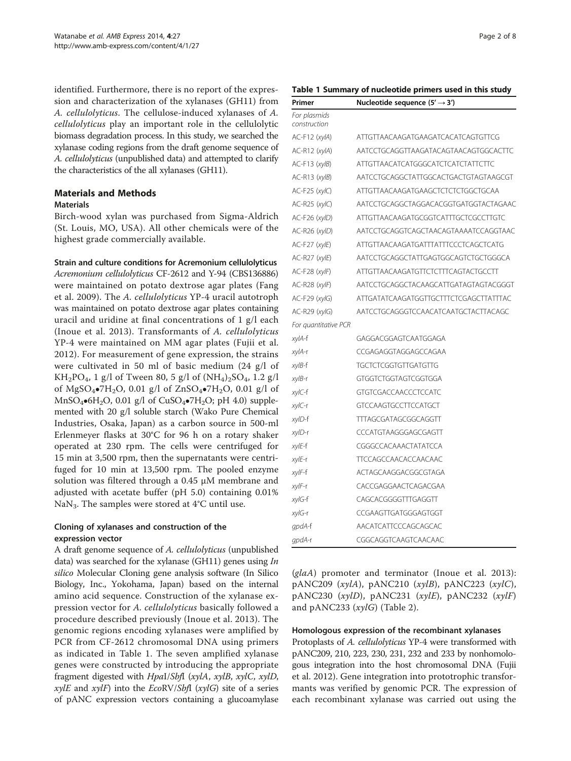identified. Furthermore, there is no report of the expression and characterization of the xylanases (GH11) from *A. cellulolyticus*. The cellulose-induced xylanases of *A. cellulolyticus* play an important role in the cellulolytic biomass degradation process. In this study, we searched the xylanase coding regions from the draft genome sequence of *A. cellulolyticus* (unpublished data) and attempted to clarify the characteristics of the all xylanases (GH11).

## Materials and Methods

### Materials

Birch-wood xylan was purchased from Sigma-Aldrich (St. Louis, MO, USA). All other chemicals were of the highest grade commercially available.

### Strain and culture conditions for Acremonium cellulolyticus

*Acremonium cellulolyticus* CF-2612 and Y-94 (CBS136886) were maintained on potato dextrose agar plates (Fang et al. 2009). The *A. cellulolyticus* YP-4 uracil autotroph was maintained on potato dextrose agar plates containing uracil and uridine at final concentrations of 1 g/l each (Inoue et al. 2013). Transformants of *A. cellulolyticus* YP-4 were maintained on MM agar plates (Fujii et al. 2012). For measurement of gene expression, the strains were cultivated in 50 ml of basic medium (24 g/l of $KH_2PO_4$, 1 g/l of Tween 80, 5 g/l of $(NH_4)_2SO_4$, 1.2 g/l of $MgSO_4{\bullet}7H_2O$, 0.01 g/l of $ZnSO_4{\bullet}7H_2O$, 0.01 g/l of $MnSO_4{\bullet}6H_2O$, 0.01 g/l of $CuSO_4{\bullet}7H_2O$; pH 4.0) supplemented with 20 g/l soluble starch (Wako Pure Chemical Industries, Osaka, Japan) as a carbon source in 500-ml Erlenmeyer flasks at 30°C for 96 h on a rotary shaker operated at 230 rpm. The cells were centrifuged for 15 min at 3,500 rpm, then the supernatants were centrifuged for 10 min at 13,500 rpm. The pooled enzyme solution was filtered through a 0.45 μM membrane and adjusted with acetate buffer (pH 5.0) containing 0.01% $NaN_3$. The samples were stored at 4°C until use.

### Cloning of xylanases and construction of the expression vector

A draft genome sequence of *A. cellulolyticus* (unpublished data) was searched for the xylanase (GH11) genes using *In silico* Molecular Cloning gene analysis software (In Silico Biology, Inc., Yokohama, Japan) based on the internal amino acid sequence. Construction of the xylanase expression vector for *A. cellulolyticus* basically followed a procedure described previously (Inoue et al. 2013). The genomic regions encoding xylanases were amplified by PCR from CF-2612 chromosomal DNA using primers as indicated in Table 1. The seven amplified xylanase genes were constructed by introducing the appropriate fragment digested with *Hpa*I/*Sbf*I (*xylA*, *xylB*, *xylC*, *xylD*, *xylE* and *xylF*) into the *Eco*RV/*Sbf*I (*xylG*) site of a series of pANC expression vectors containing a glucoamylase (*glaA*) promoter and terminator (Inoue et al. 2013): pANC209 (*xylA*), pANC210 (*xylB*), pANC223 (*xylC*), pANC230 (*xylD*), pANC231 (*xylE*), pANC232 (*xylF*) and pANC233 (*xylG*) (Table 2).

**Table 1 Summary of nucleotide primers used in this study**

| Primer | Nucleotide sequence (5′ → 3′) |
|---|---|
| *For plasmids construction* | |
| AC-F12 (*xylA*) | ATTGTTAACAAGATGAAGATCACATCAGTGTTCG |
| AC-R12 (*xylA*) | AATCCTGCAGGTTAAGATACAGTAACAGTGGCACTTC |
| AC-F13 (*xylB*) | ATTGTTAACATCATGGGCATCTCATCTATTCTTC |
| AC-R13 (*xylB*) | AATCCTGCAGGCTATTGGCACTGACTGTAGTAAGCGT |
| AC-F25 (*xylC*) | ATTGTTAACAAGATGAAGCTCTCTCTGGCTGCAA |
| AC-R25 (*xylC*) | AATCCTGCAGGCTAGGACACGGTGATGGTACTAGAAC |
| AC-F26 (*xylD*) | ATTGTTAACAAGATGCGGTCATTTGCTCGCCTTGTC |
| AC-R26 (*xylD*) | AATCCTGCAGGTCAGCTAACAGTAAAATCCAGGTAAC |
| AC-F27 (*xylE*) | ATTGTTAACAAGATGATTTATTTCCCTCAGCTCATG |
| AC-R27 (*xylE*) | AATCCTGCAGGCTATTGAGTGGCAGTCTGCTGGGCA |
| AC-F28 (*xylF*) | ATTGTTAACAAGATGTTCTCTTTCAGTACTGCCTT |
| AC-R28 (*xylF*) | AATCCTGCAGGCTACAAGCATTGATAGTAGTACGGGT |
| AC-F29 (*xylG*) | ATTGATATCAAGATGGTTGCTTTCTCGAGCTTATTTAC |
| AC-R29 (*xylG*) | AATCCTGCAGGGTCCAACATCAATGCTACTTACAGC |
| *For quantitative PCR* | |
| *xylA*-f | GAGGACGGAGTCAATGGAGA |
| *xylA*-r | CCGAGAGGTAGGAGCCAGAA |
| *xylB*-f | TGCTCTCGGTGTTGATGTTG |
| *xylB*-r | GTGGTCTGGTAGTCGGTGGA |
| *xylC*-f | GTGTCGACCAACCCTCCATC |
| *xylC*-r | GTCCAAGTGCCTTCCATGCT |
| *xylD*-f | TTTAGCGATAGCGGCAGGTT |
| *xylD*-r | CCCATGTAAGGGAGCGAGTT |
| *xylE*-f | CGGGCCACAAACTATATCCA |
| *xylE*-r | TTCCAGCCAACACCAACAAC |
| *xylF*-f | ACTAGCAAGGACGGCGTAGA |
| *xylF*-r | CACCGAGGAACTCAGACGAA |
| *xylG*-f | CAGCACGGGGTTTGAGGTT |
| *xylG*-r | CCGAAGTTGATGGGAGTGGT |
| *gpdA*-f | AACATCATTCCCAGCAGCAC |
| *gpdA*-r | CGGCAGGTCAAGTCAACAAC |

### Homologous expression of the recombinant xylanases

Protoplasts of *A. cellulolyticus* YP-4 were transformed with pANC209, 210, 223, 230, 231, 232 and 233 by nonhomologous integration into the host chromosomal DNA (Fujii et al. 2012). Gene integration into prototrophic transformants was verified by genomic PCR. The expression of each recombinant xylanase was carried out using the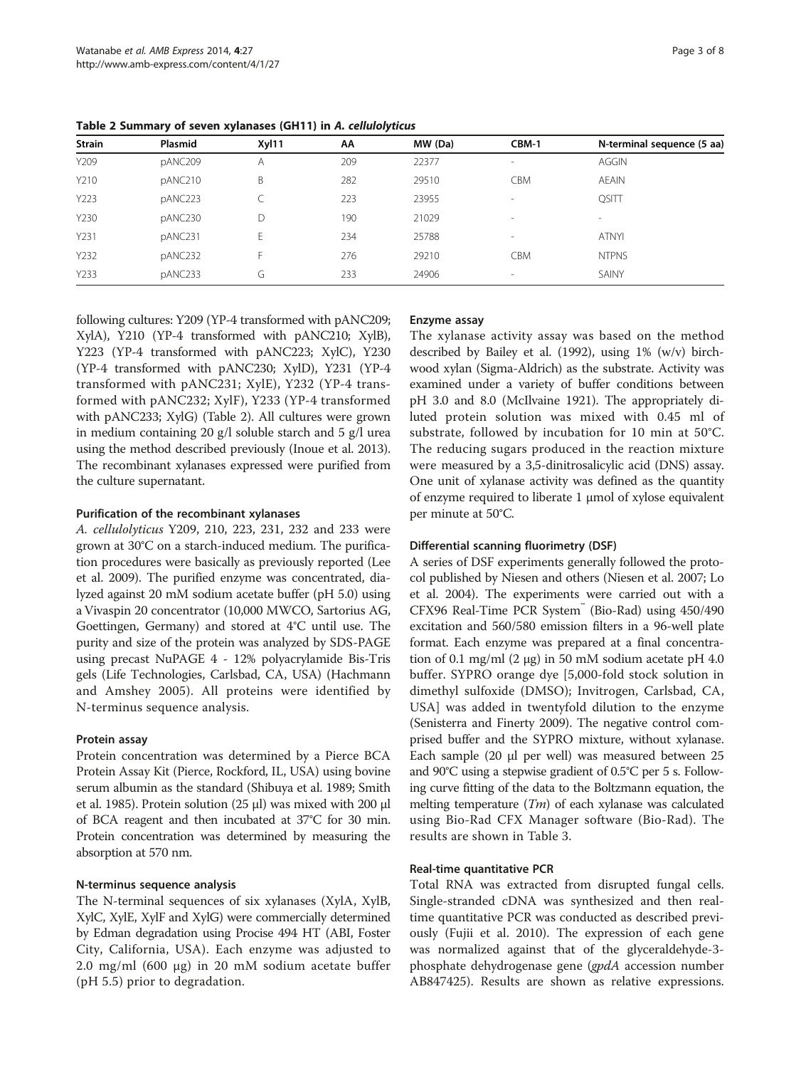**Table 2 Summary of seven xylanases (GH11) in *A. cellulolyticus***

| Strain | Plasmid | Xyl11 | AA | MW (Da) | CBM-1 | N-terminal sequence (5 aa) |
|---|---|---|---|---|---|---|
| Y209 | pANC209 | A | 209 | 22377 | - | AGGIN |
| Y210 | pANC210 | B | 282 | 29510 | CBM | AEAIN |
| Y223 | pANC223 | C | 223 | 23955 | - | QSITT |
| Y230 | pANC230 | D | 190 | 21029 | - | - |
| Y231 | pANC231 | E | 234 | 25788 | - | ATNYI |
| Y232 | pANC232 | F | 276 | 29210 | CBM | NTPNS |
| Y233 | pANC233 | G | 233 | 24906 | - | SAINY |

following cultures: Y209 (YP-4 transformed with pANC209; XylA), Y210 (YP-4 transformed with pANC210; XylB), Y223 (YP-4 transformed with pANC223; XylC), Y230 (YP-4 transformed with pANC230; XylD), Y231 (YP-4 transformed with pANC231; XylE), Y232 (YP-4 transformed with pANC232; XylF), Y233 (YP-4 transformed with pANC233; XylG) (Table 2). All cultures were grown in medium containing 20 g/l soluble starch and 5 g/l urea using the method described previously (Inoue et al. 2013). The recombinant xylanases expressed were purified from the culture supernatant.

#### Purification of the recombinant xylanases

*A. cellulolyticus* Y209, 210, 223, 231, 232 and 233 were grown at 30°C on a starch-induced medium. The purification procedures were basically as previously reported (Lee et al. 2009). The purified enzyme was concentrated, dialyzed against 20 mM sodium acetate buffer (pH 5.0) using a Vivaspin 20 concentrator (10,000 MWCO, Sartorius AG, Goettingen, Germany) and stored at 4°C until use. The purity and size of the protein was analyzed by SDS-PAGE using precast NuPAGE 4 - 12% polyacrylamide Bis-Tris gels (Life Technologies, Carlsbad, CA, USA) (Hachmann and Amshey 2005). All proteins were identified by N-terminus sequence analysis.

#### Protein assay

Protein concentration was determined by a Pierce BCA Protein Assay Kit (Pierce, Rockford, IL, USA) using bovine serum albumin as the standard (Shibuya et al. 1989; Smith et al. 1985). Protein solution (25 μl) was mixed with 200 μl of BCA reagent and then incubated at 37°C for 30 min. Protein concentration was determined by measuring the absorption at 570 nm.

#### N-terminus sequence analysis

The N-terminal sequences of six xylanases (XylA, XylB, XylC, XylE, XylF and XylG) were commercially determined by Edman degradation using Procise 494 HT (ABI, Foster City, California, USA). Each enzyme was adjusted to 2.0 mg/ml (600 μg) in 20 mM sodium acetate buffer (pH 5.5) prior to degradation.

#### Enzyme assay

The xylanase activity assay was based on the method described by Bailey et al. (1992), using 1% (w/v) birchwood xylan (Sigma-Aldrich) as the substrate. Activity was examined under a variety of buffer conditions between pH 3.0 and 8.0 (McIlvaine 1921). The appropriately diluted protein solution was mixed with 0.45 ml of substrate, followed by incubation for 10 min at 50°C. The reducing sugars produced in the reaction mixture were measured by a 3,5-dinitrosalicylic acid (DNS) assay. One unit of xylanase activity was defined as the quantity of enzyme required to liberate 1 μmol of xylose equivalent per minute at 50°C.

#### Differential scanning fluorimetry (DSF)

A series of DSF experiments generally followed the protocol published by Niesen and others (Niesen et al. 2007; Lo et al. 2004). The experiments were carried out with a CFX96 Real-Time PCR System™ (Bio-Rad) using 450/490 excitation and 560/580 emission filters in a 96-well plate format. Each enzyme was prepared at a final concentration of 0.1 mg/ml (2 μg) in 50 mM sodium acetate pH 4.0 buffer. SYPRO orange dye [5,000-fold stock solution in dimethyl sulfoxide (DMSO); Invitrogen, Carlsbad, CA, USA] was added in twentyfold dilution to the enzyme (Senisterra and Finerty 2009). The negative control comprised buffer and the SYPRO mixture, without xylanase. Each sample (20 μl per well) was measured between 25 and 90°C using a stepwise gradient of 0.5°C per 5 s. Following curve fitting of the data to the Boltzmann equation, the melting temperature ($Tm$) of each xylanase was calculated using Bio-Rad CFX Manager software (Bio-Rad). The results are shown in Table 3.

#### Real-time quantitative PCR

Total RNA was extracted from disrupted fungal cells. Single-stranded cDNA was synthesized and then real-time quantitative PCR was conducted as described previously (Fujii et al. 2010). The expression of each gene was normalized against that of the glyceraldehyde-3-phosphate dehydrogenase gene (*gpdA* accession number AB847425). Results are shown as relative expressions.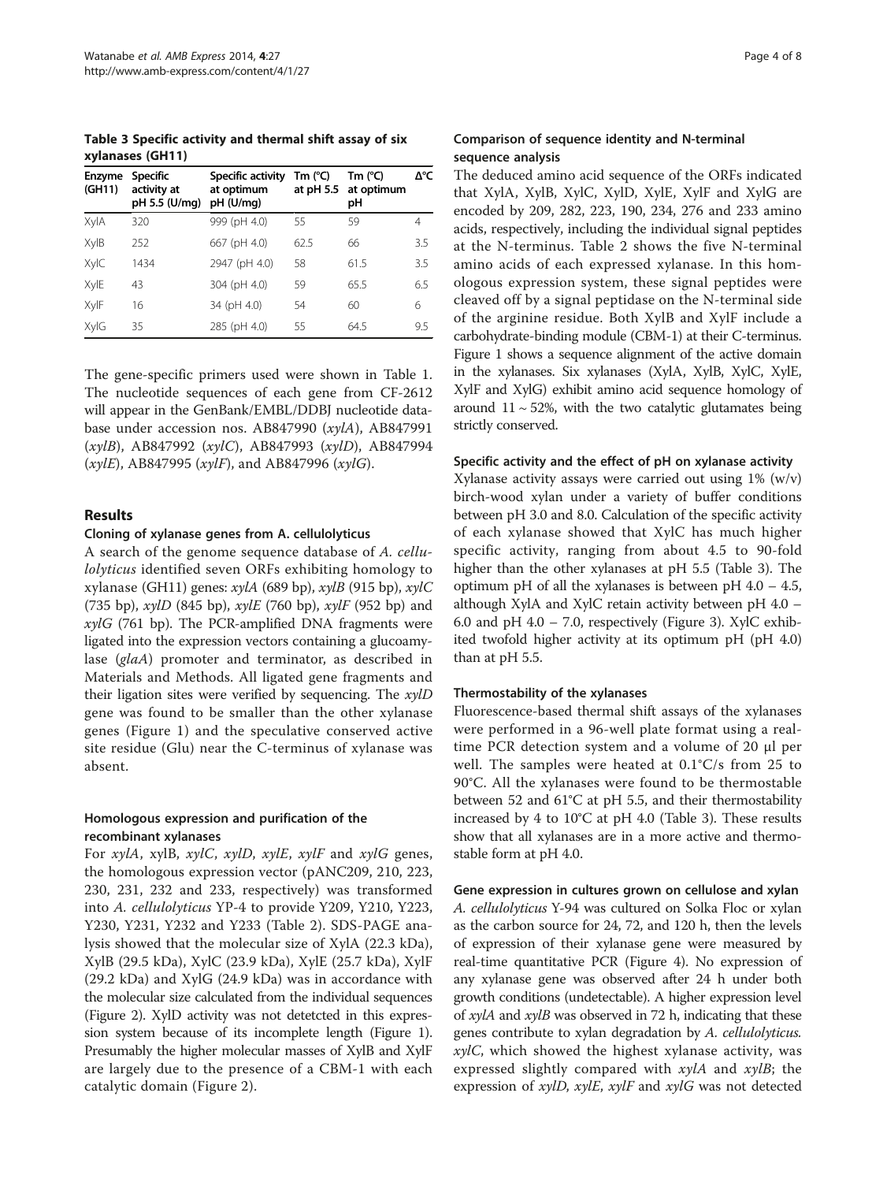**Table 3 Specific activity and thermal shift assay of six xylanases (GH11)**

| Enzyme (GH11) | Specific activity at pH 5.5 (U/mg) | Specific activity at optimum pH (U/mg) | Tm (°C) at pH 5.5 | Tm (°C) at optimum pH | Δ°C |
|---|---|---|---|---|---|
| XylA | 320 | 999 (pH 4.0) | 55 | 59 | 4 |
| XylB | 252 | 667 (pH 4.0) | 62.5 | 66 | 3.5 |
| XylC | 1434 | 2947 (pH 4.0) | 58 | 61.5 | 3.5 |
| XylE | 43 | 304 (pH 4.0) | 59 | 65.5 | 6.5 |
| XylF | 16 | 34 (pH 4.0) | 54 | 60 | 6 |
| XylG | 35 | 285 (pH 4.0) | 55 | 64.5 | 9.5 |

The gene-specific primers used were shown in Table 1. The nucleotide sequences of each gene from CF-2612 will appear in the GenBank/EMBL/DDBJ nucleotide database under accession nos. AB847990 (*xylA*), AB847991 (*xylB*), AB847992 (*xylC*), AB847993 (*xylD*), AB847994 (*xylE*), AB847995 (*xylF*), and AB847996 (*xylG*).

## Results

### Cloning of xylanase genes from A. cellulolyticus

A search of the genome sequence database of *A. cellulolyticus* identified seven ORFs exhibiting homology to xylanase (GH11) genes: *xylA* (689 bp), *xylB* (915 bp), *xylC* (735 bp), *xylD* (845 bp), *xylE* (760 bp), *xylF* (952 bp) and *xylG* (761 bp). The PCR-amplified DNA fragments were ligated into the expression vectors containing a glucoamylase (*glaA*) promoter and terminator, as described in Materials and Methods. All ligated gene fragments and their ligation sites were verified by sequencing. The *xylD* gene was found to be smaller than the other xylanase genes (Figure 1) and the speculative conserved active site residue (Glu) near the C-terminus of xylanase was absent.

### Homologous expression and purification of the recombinant xylanases

For *xylA*, xylB, *xylC*, *xylD*, *xylE*, *xylF* and *xylG* genes, the homologous expression vector (pANC209, 210, 223, 230, 231, 232 and 233, respectively) was transformed into *A. cellulolyticus* YP-4 to provide Y209, Y210, Y223, Y230, Y231, Y232 and Y233 (Table 2). SDS-PAGE analysis showed that the molecular size of XylA (22.3 kDa), XylB (29.5 kDa), XylC (23.9 kDa), XylE (25.7 kDa), XylF (29.2 kDa) and XylG (24.9 kDa) was in accordance with the molecular size calculated from the individual sequences (Figure 2). XylD activity was not detetcted in this expression system because of its incomplete length (Figure 1). Presumably the higher molecular masses of XylB and XylF are largely due to the presence of a CBM-1 with each catalytic domain (Figure 2).

### Comparison of sequence identity and N-terminal sequence analysis

The deduced amino acid sequence of the ORFs indicated that XylA, XylB, XylC, XylD, XylE, XylF and XylG are encoded by 209, 282, 223, 190, 234, 276 and 233 amino acids, respectively, including the individual signal peptides at the N-terminus. Table 2 shows the five N-terminal amino acids of each expressed xylanase. In this homologous expression system, these signal peptides were cleaved off by a signal peptidase on the N-terminal side of the arginine residue. Both XylB and XylF include a carbohydrate-binding module (CBM-1) at their C-terminus. Figure 1 shows a sequence alignment of the active domain in the xylanases. Six xylanases (XylA, XylB, XylC, XylE, XylF and XylG) exhibit amino acid sequence homology of around 11 ~ 52%, with the two catalytic glutamates being strictly conserved.

### Specific activity and the effect of pH on xylanase activity

Xylanase activity assays were carried out using 1% (w/v) birch-wood xylan under a variety of buffer conditions between pH 3.0 and 8.0. Calculation of the specific activity of each xylanase showed that XylC has much higher specific activity, ranging from about 4.5 to 90-fold higher than the other xylanases at pH 5.5 (Table 3). The optimum pH of all the xylanases is between pH 4.0 – 4.5, although XylA and XylC retain activity between pH 4.0 – 6.0 and pH 4.0 – 7.0, respectively (Figure 3). XylC exhibited twofold higher activity at its optimum pH (pH 4.0) than at pH 5.5.

### Thermostability of the xylanases

Fluorescence-based thermal shift assays of the xylanases were performed in a 96-well plate format using a real-time PCR detection system and a volume of 20 μl per well. The samples were heated at 0.1°C/s from 25 to 90°C. All the xylanases were found to be thermostable between 52 and 61°C at pH 5.5, and their thermostability increased by 4 to 10°C at pH 4.0 (Table 3). These results show that all xylanases are in a more active and thermostable form at pH 4.0.

### Gene expression in cultures grown on cellulose and xylan

*A. cellulolyticus* Y-94 was cultured on Solka Floc or xylan as the carbon source for 24, 72, and 120 h, then the levels of expression of their xylanase gene were measured by real-time quantitative PCR (Figure 4). No expression of any xylanase gene was observed after 24 h under both growth conditions (undetectable). A higher expression level of *xylA* and *xylB* was observed in 72 h, indicating that these genes contribute to xylan degradation by *A. cellulolyticus*. *xylC*, which showed the highest xylanase activity, was expressed slightly compared with *xylA* and *xylB*; the expression of *xylD*, *xylE*, *xylF* and *xylG* was not detected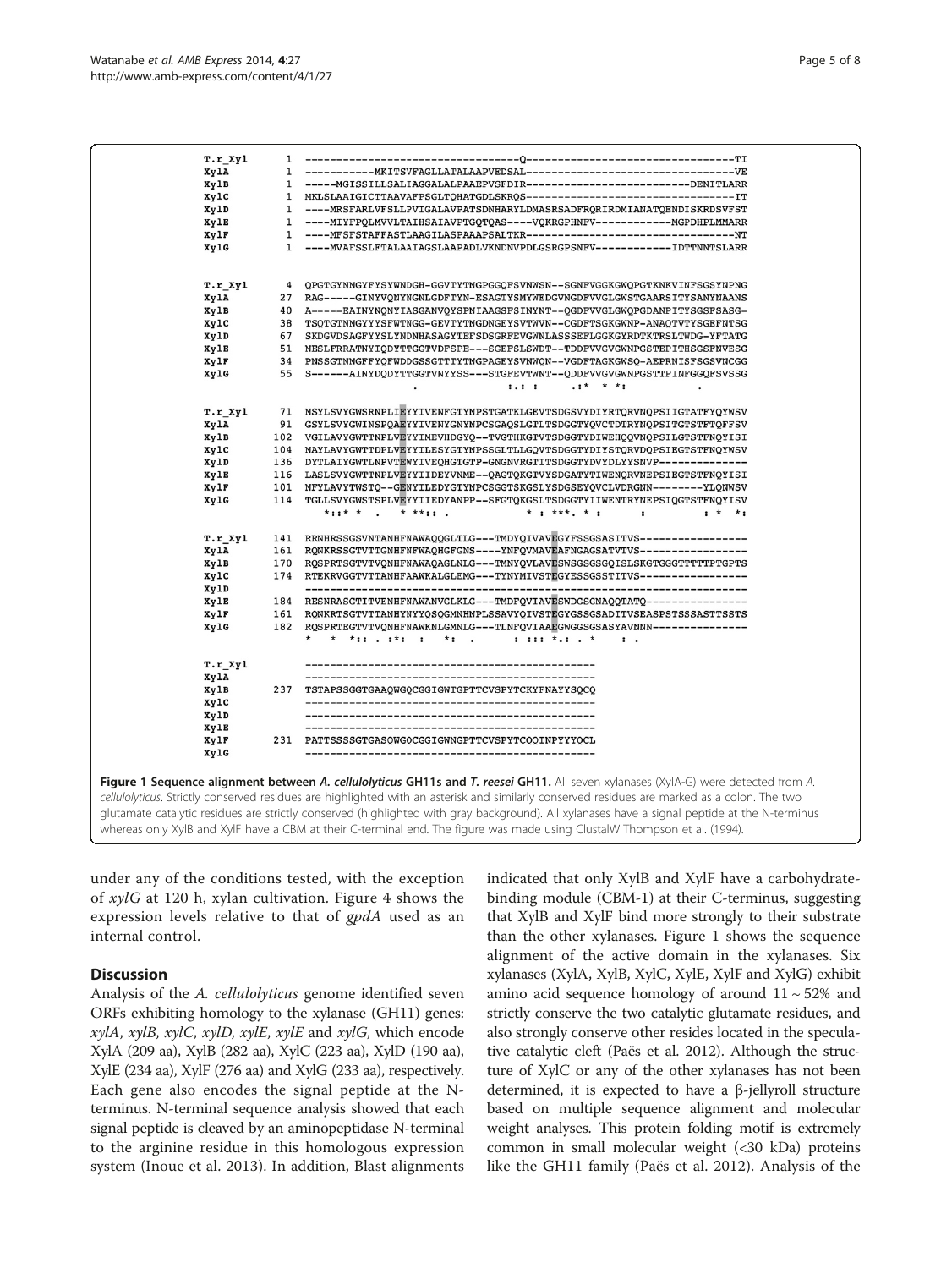```
T.r_Xyl    1   ---------------------------------Q--------------------------------TI
XylA       1   -----------MKITSVFAGLLATALAAPVEDSAL-------------------------------VE
XylB       1   -----MGISSILLSALIAGGALALPAAEPVSFDIR----------------------------DENITLARR
XylC       1   MKLSLAAIGICTTAAVAFPSGLTQHATGDLSKRQS-------------------------------IT
XylD       1   ----MRSFARLVFSLLPVIGALAVPATSDNHARYLDMASRSADFRQRIRDMIANATQENDISKRDSVFST
XylE       1   ----MIYFPQLMVVLTAIHSAIAVPTGQTQAS----VQKRGPHNFV-----------MGPDHPLMMARR
XylF       1   ----MFSFSTAFFASTLAAGILASPAAAPSALTKR--------------------------------NT
XylG       1   ----MVAFSSLFTALAAIAGSLAAPADLVKNDNVPDLGSRGPSNFV------------IDTTNNTSLARR

T.r_Xyl    4   QPGTGYNNGYFYSYWNDGH-GGVTYTNGPGGQFSVNWSN--SGNFVGGKGWQPGTKNKVINFSGSYNPNG
XylA      27   RAG-----GINYVQNYNGNLGDFTYN-ESAGTYSMYWEDGVNGDFVVGLGWSTGAARSITYSANYNAANS
XylB      40   A-----EAINYNQNYIASGANVQYSPNIAAGSFSINYNT--QGDFVVGLGWQPGDANPITYSGSFSASG-
XylC      38   TSQTGTNNGYYYSFWTNGG-GEVTYTNGDNGEYSVTWVN--CGDFTSGKGWNP-ANAQTVTYSGEFNTSG
XylD      67   SKDGVDSAGFYYSLYNDNHASAGYTEFSDSGRFEVGWNLASSSEFLGGKGYRDTKTRSLTWDG-YFTATG
XylE      51   NESLFRRATNYIQDYTTGGTVDFSPE---SGEFSLSWDT--TDDFVVGVGWNPGSTEPITHSGSFNVESG
XylF      34   PNSSGTNNGFFYQFWDDGSSGTTTYTNGPAGEYSVNWQN--VGDFTAGKGWSQ-AEPRNISFSGSVNCGG
XylG      55   S------AINYDQDYTTGGTVNYYSS---STGFEVTWNT--QDDFVVGVGWNPGSTTPINFGGQFSVSSG
                              .                   :.: :      .:*  * *:            .

T.r_Xyl   71   NSYLSVYGWSRNPLIEYYIVENFGTYNPSTGATKLGEVTSDGSVYDIYRTQRVNQPSIIGTATFYQYWSV
XylA      91   GSYLSVYGWINSPQAEYYIVENYGNYNPCSGAQSLGTLTSDGGTYQVCTDTRYNQPSITGTSTFTQFFSV
XylB     102   VGILAVYGWTTNPLVEYYIMEVHDGYQ--TVGTHKGTVTSDGGTYDIWEHQQVNQPSILGTSTFNQYISI
XylC     104   NAYLAVYGWTTDPLVEYYILESYGTYNPSSGLTLLGQVTSDGGTYDIYSTQRVDQPSIEGTSTFNQYWSV
XylD     136   DYTLAIYGWTLNPVTEWYIVEQHGTGTP-GNGNVRGTITSDGGTYDVYDLYYSNVP--------------
XylE     116   LASLSVYGWTTNPLVEYYIIDEYVNME--QAGTQKGTVYSDGATYTIWENQRVNEPSIEGTSTFNQYISI
XylF     101   NFYLAVYTWSTQ--GENYILEDYGTYNPCSGGTSKGSLYSDGSEYQVCLVDRGNN--------YLQNWSV
XylG     114   TGLLSVYGWSTSPLVEYYIIEDYANPP--SFGTQKGSLTSDGGTYIIWENTRYNEPSIQGTSTFNQYISV
                *::* *  .    * **:: .              * : ***. * :         :          : *  *:

T.r_Xyl  141   RRNHRSSGSVNTANHFNAWAQQGLTLG---TMDYQIVAVEGYFSSGSASITVS-----------------
XylA     161   RQNKRSSGTVTTGNHFNFWAQHGFGNS----YNFQVMAVEAFNGAGSATVTVS-----------------
XylB     170   RQSPRTSGTVTVQNHFNAWAQAGLNLG---TMNYQVLAVESWSGSGSGQISLSKGTGGGTTTTTPTGPTS
XylC     174   RTEKRVGGTVTTANHFAAWKALGLEMG---TYNYMIVSTEGYESSGSSTITVS-----------------
XylD           ----------------------------------------------------------------------
XylE     184   RESNRASGTITVENHFNAWANVGLKLG---TMDFQVIAVESWDGSGNAQQTATQ----------------
XylF     161   RQNKRTSGTVTTANHYNYYQSQGMNHNPLSSAVYQIVSTEGYGSSGSADITVSEASPSTSSSASTTSSTS
XylG     182   RQSPRTEGTVTVQNHFNAWKNLGMNLG---TLNFQVIAAEGWGGSGSASYAVNNN---------------
               *    *  *:: . :*:  :    *:  .       : ::: *.: . *     : .

T.r_Xyl        ---------------------------------------------
XylA           ---------------------------------------------
XylB     237   TSTAPSSGGTGAAQWGQCGGIGWTGPTTCVSPYTCKYFNAYYSQCQ
XylC           ---------------------------------------------
XylD           ---------------------------------------------
XylE           ---------------------------------------------
XylF     231   PATTSSSSGTGASQWGQCGGIGWNGPTTCVSPYTCQQINPYYYQCL
XylG           ---------------------------------------------
```

**Figure 1 Sequence alignment between *A. cellulolyticus* GH11s and *T. reesei* GH11.** All seven xylanases (XylA-G) were detected from *A. cellulolyticus*. Strictly conserved residues are highlighted with an asterisk and similarly conserved residues are marked as a colon. The two glutamate catalytic residues are strictly conserved (highlighted with gray background). All xylanases have a signal peptide at the N-terminus whereas only XylB and XylF have a CBM at their C-terminal end. The figure was made using ClustalW Thompson et al. (1994).

under any of the conditions tested, with the exception of *xylG* at 120 h, xylan cultivation. Figure 4 shows the expression levels relative to that of *gpdA* used as an internal control.

## Discussion

Analysis of the *A. cellulolyticus* genome identified seven ORFs exhibiting homology to the xylanase (GH11) genes: *xylA*, *xylB*, *xylC*, *xylD*, *xylE*, *xylE* and *xylG*, which encode XylA (209 aa), XylB (282 aa), XylC (223 aa), XylD (190 aa), XylE (234 aa), XylF (276 aa) and XylG (233 aa), respectively. Each gene also encodes the signal peptide at the N-terminus. N-terminal sequence analysis showed that each signal peptide is cleaved by an aminopeptidase N-terminal to the arginine residue in this homologous expression system (Inoue et al. 2013). In addition, Blast alignments indicated that only XylB and XylF have a carbohydrate-binding module (CBM-1) at their C-terminus, suggesting that XylB and XylF bind more strongly to their substrate than the other xylanases. Figure 1 shows the sequence alignment of the active domain in the xylanases. Six xylanases (XylA, XylB, XylC, XylE, XylF and XylG) exhibit amino acid sequence homology of around 11 ~ 52% and strictly conserve the two catalytic glutamate residues, and also strongly conserve other resides located in the speculative catalytic cleft (Paës et al. 2012). Although the structure of XylC or any of the other xylanases has not been determined, it is expected to have a β-jellyroll structure based on multiple sequence alignment and molecular weight analyses. This protein folding motif is extremely common in small molecular weight (<30 kDa) proteins like the GH11 family (Paës et al. 2012). Analysis of the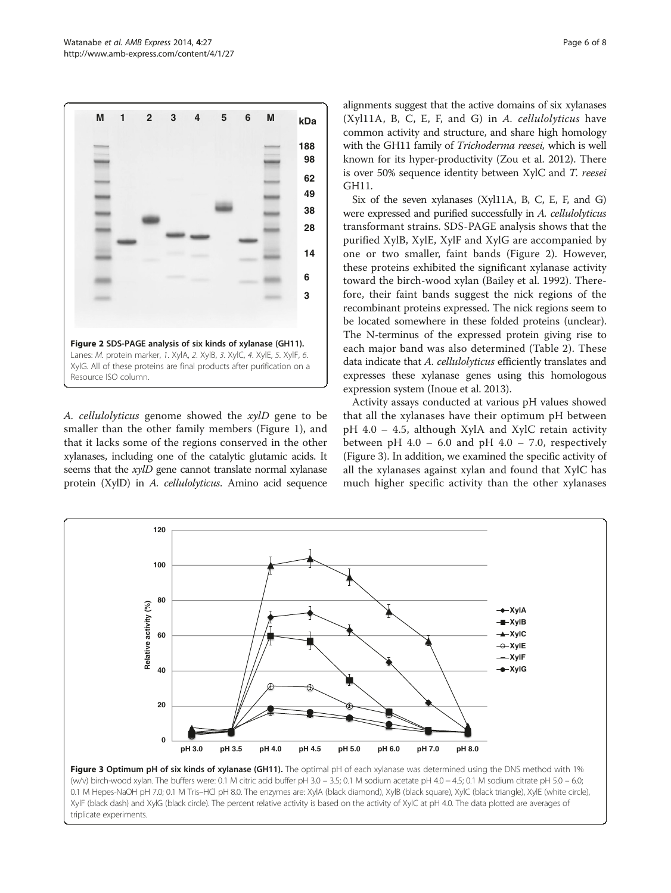**Figure 2 SDS-PAGE analysis of six kinds of xylanase (GH11).** Lanes: *M.* protein marker, *1.* XylA, *2.* XylB, *3.* XylC, *4.* XylE, *5.* XylF, *6.* XylG. All of these proteins are final products after purification on a Resource ISO column.

*A. cellulolyticus* genome showed the *xylD* gene to be smaller than the other family members (Figure 1), and that it lacks some of the regions conserved in the other xylanases, including one of the catalytic glutamic acids. It seems that the *xylD* gene cannot translate normal xylanase protein (XylD) in *A. cellulolyticus*. Amino acid sequence alignments suggest that the active domains of six xylanases (Xyl11A, B, C, E, F, and G) in *A. cellulolyticus* have common activity and structure, and share high homology with the GH11 family of *Trichoderma reesei,* which is well known for its hyper-productivity (Zou et al. 2012). There is over 50% sequence identity between XylC and *T. reesei* GH11.

Six of the seven xylanases (Xyl11A, B, C, E, F, and G) were expressed and purified successfully in *A. cellulolyticus* transformant strains. SDS-PAGE analysis shows that the purified XylB, XylE, XylF and XylG are accompanied by one or two smaller, faint bands (Figure 2). However, these proteins exhibited the significant xylanase activity toward the birch-wood xylan (Bailey et al. 1992). Therefore, their faint bands suggest the nick regions of the recombinant proteins expressed. The nick regions seem to be located somewhere in these folded proteins (unclear). The N-terminus of the expressed protein giving rise to each major band was also determined (Table 2). These data indicate that *A. cellulolyticus* efficiently translates and expresses these xylanase genes using this homologous expression system (Inoue et al. 2013).

Activity assays conducted at various pH values showed that all the xylanases have their optimum pH between pH 4.0 – 4.5, although XylA and XylC retain activity between pH 4.0 – 6.0 and pH 4.0 – 7.0, respectively (Figure 3). In addition, we examined the specific activity of all the xylanases against xylan and found that XylC has much higher specific activity than the other xylanases

**Figure 3 Optimum pH of six kinds of xylanase (GH11).** The optimal pH of each xylanase was determined using the DNS method with 1% (w/v) birch-wood xylan. The buffers were: 0.1 M citric acid buffer pH 3.0 – 3.5; 0.1 M sodium acetate pH 4.0 – 4.5; 0.1 M sodium citrate pH 5.0 – 6.0; 0.1 M Hepes-NaOH pH 7.0; 0.1 M Tris–HCl pH 8.0. The enzymes are: XylA (black diamond), XylB (black square), XylC (black triangle), XylE (white circle), XylF (black dash) and XylG (black circle). The percent relative activity is based on the activity of XylC at pH 4.0. The data plotted are averages of triplicate experiments.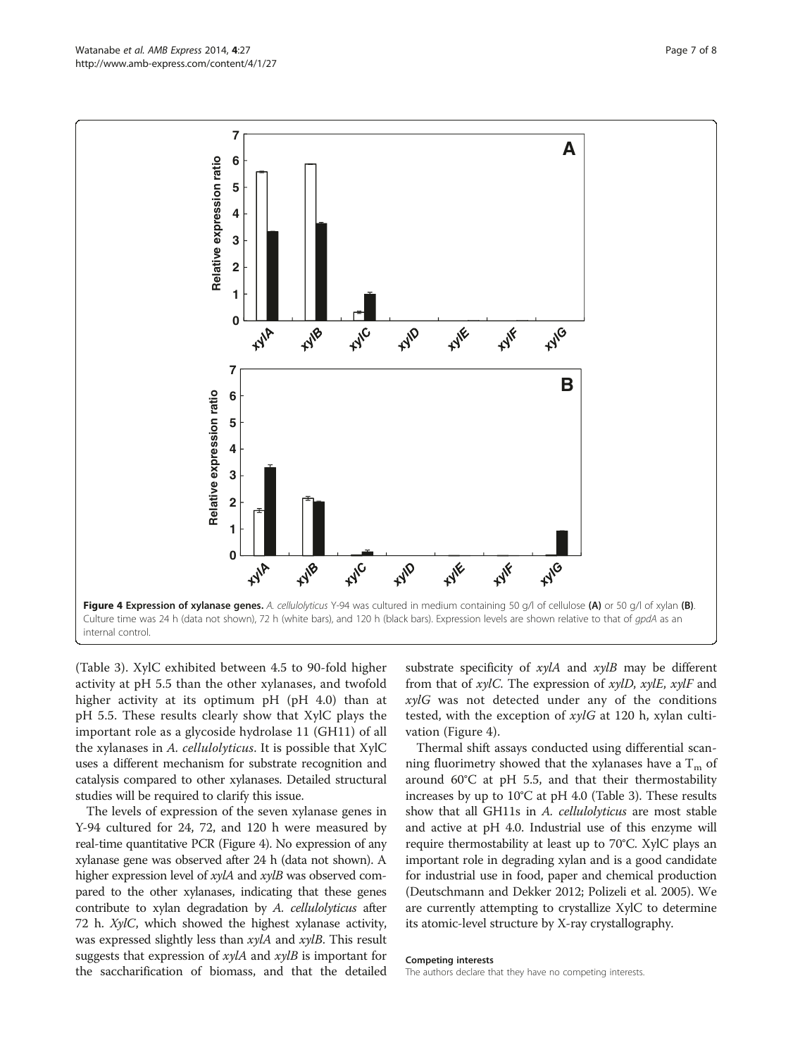**Figure 4 Expression of xylanase genes.** *A. cellulolyticus* Y-94 was cultured in medium containing 50 g/l of cellulose **(A)** or 50 g/l of xylan **(B)**. Culture time was 24 h (data not shown), 72 h (white bars), and 120 h (black bars). Expression levels are shown relative to that of *gpdA* as an internal control.

(Table 3). XylC exhibited between 4.5 to 90-fold higher activity at pH 5.5 than the other xylanases, and twofold higher activity at its optimum pH (pH 4.0) than at pH 5.5. These results clearly show that XylC plays the important role as a glycoside hydrolase 11 (GH11) of all the xylanases in *A. cellulolyticus*. It is possible that XylC uses a different mechanism for substrate recognition and catalysis compared to other xylanases. Detailed structural studies will be required to clarify this issue.

The levels of expression of the seven xylanase genes in Y-94 cultured for 24, 72, and 120 h were measured by real-time quantitative PCR (Figure 4). No expression of any xylanase gene was observed after 24 h (data not shown). A higher expression level of *xylA* and *xylB* was observed compared to the other xylanases, indicating that these genes contribute to xylan degradation by *A. cellulolyticus* after 72 h. *XylC*, which showed the highest xylanase activity, was expressed slightly less than *xylA* and *xylB*. This result suggests that expression of *xylA* and *xylB* is important for the saccharification of biomass, and that the detailed substrate specificity of *xylA* and *xylB* may be different from that of *xylC*. The expression of *xylD*, *xylE*, *xylF* and *xylG* was not detected under any of the conditions tested, with the exception of *xylG* at 120 h, xylan cultivation (Figure 4).

Thermal shift assays conducted using differential scanning fluorimetry showed that the xylanases have a $T_m$ of around 60°C at pH 5.5, and that their thermostability increases by up to 10°C at pH 4.0 (Table 3). These results show that all GH11s in *A. cellulolyticus* are most stable and active at pH 4.0. Industrial use of this enzyme will require thermostability at least up to 70°C. XylC plays an important role in degrading xylan and is a good candidate for industrial use in food, paper and chemical production (Deutschmann and Dekker 2012; Polizeli et al. 2005). We are currently attempting to crystallize XylC to determine its atomic-level structure by X-ray crystallography.

#### Competing interests

The authors declare that they have no competing interests.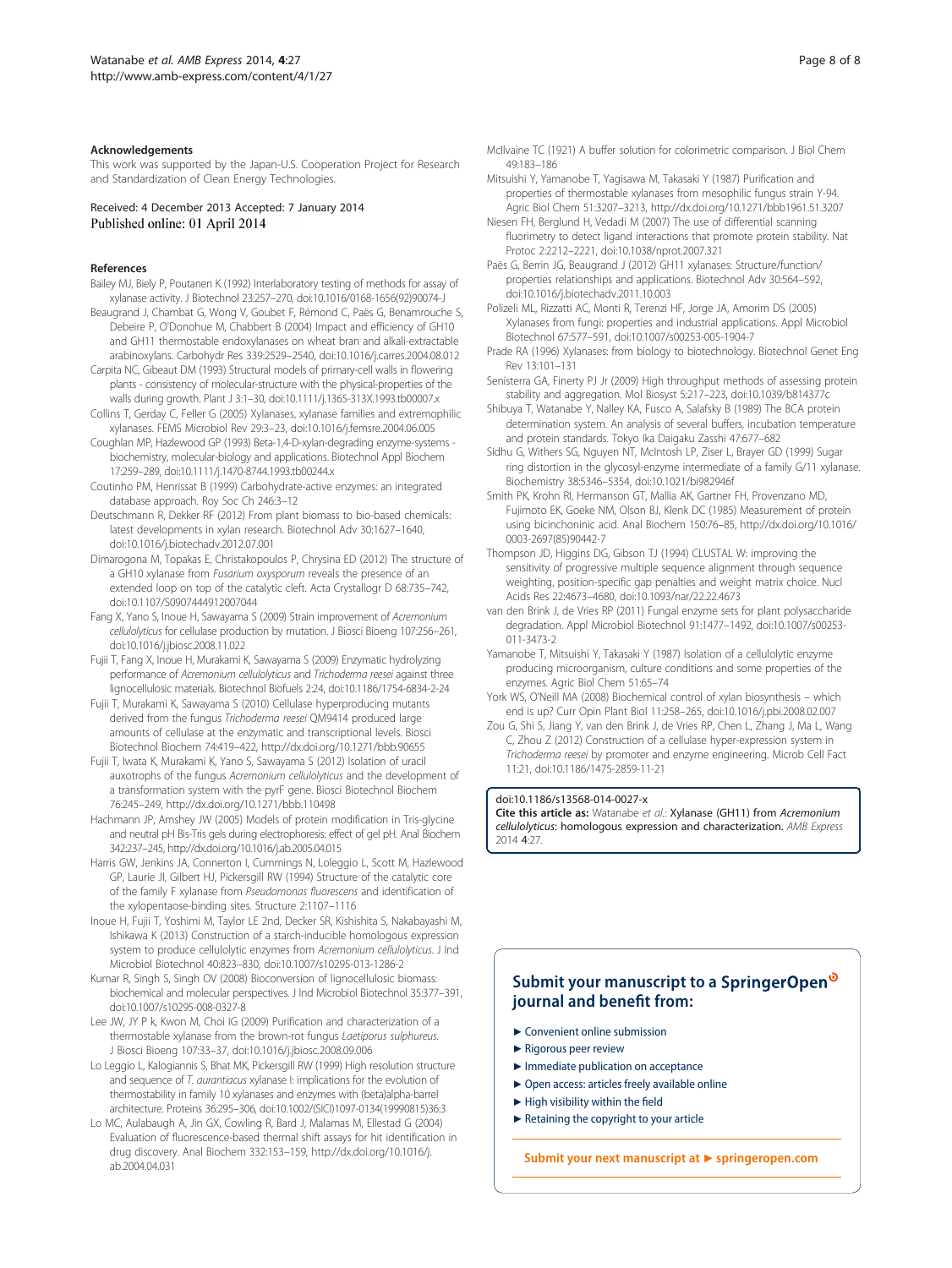### Acknowledgements

This work was supported by the Japan-U.S. Cooperation Project for Research and Standardization of Clean Energy Technologies.

Received: 4 December 2013 Accepted: 7 January 2014
Published online: 01 April 2014

### References

Bailey MJ, Biely P, Poutanen K (1992) Interlaboratory testing of methods for assay of xylanase activity. J Biotechnol 23:257–270, doi:10.1016/0168-1656(92)90074-J

Beaugrand J, Chambat G, Wong V, Goubet F, Rémond C, Paës G, Benamrouche S, Debeire P, O'Donohue M, Chabbert B (2004) Impact and efficiency of GH10 and GH11 thermostable endoxylanases on wheat bran and alkali-extractable arabinoxylans. Carbohydr Res 339:2529–2540, doi:10.1016/j.carres.2004.08.012

Carpita NC, Gibeaut DM (1993) Structural models of primary-cell walls in flowering plants - consistency of molecular-structure with the physical-properties of the walls during growth. Plant J 3:1–30, doi:10.1111/j.1365-313X.1993.tb00007.x

Collins T, Gerday C, Feller G (2005) Xylanases, xylanase families and extremophilic xylanases. FEMS Microbiol Rev 29:3–23, doi:10.1016/j.femsre.2004.06.005

Coughlan MP, Hazlewood GP (1993) Beta-1,4-D-xylan-degrading enzyme-systems - biochemistry, molecular-biology and applications. Biotechnol Appl Biochem 17:259–289, doi:10.1111/j.1470-8744.1993.tb00244.x

Coutinho PM, Henrissat B (1999) Carbohydrate-active enzymes: an integrated database approach. Roy Soc Ch 246:3–12

Deutschmann R, Dekker RF (2012) From plant biomass to bio-based chemicals: latest developments in xylan research. Biotechnol Adv 30:1627–1640, doi:10.1016/j.biotechadv.2012.07.001

Dimarogona M, Topakas E, Christakopoulos P, Chrysina ED (2012) The structure of a GH10 xylanase from *Fusarium oxysporum* reveals the presence of an extended loop on top of the catalytic cleft. Acta Crystallogr D 68:735–742, doi:10.1107/S0907444912007044

Fang X, Yano S, Inoue H, Sawayama S (2009) Strain improvement of *Acremonium cellulolyticus* for cellulase production by mutation. J Biosci Bioeng 107:256–261, doi:10.1016/j.jbiosc.2008.11.022

Fujii T, Fang X, Inoue H, Murakami K, Sawayama S (2009) Enzymatic hydrolyzing performance of *Acremonium cellulolyticus* and *Trichoderma reesei* against three lignocellulosic materials. Biotechnol Biofuels 2:24, doi:10.1186/1754-6834-2-24

Fujii T, Murakami K, Sawayama S (2010) Cellulase hyperproducing mutants derived from the fungus *Trichoderma reesei* QM9414 produced large amounts of cellulase at the enzymatic and transcriptional levels. Biosci Biotechnol Biochem 74:419–422, http://dx.doi.org/10.1271/bbb.90655

Fujii T, Iwata K, Murakami K, Yano S, Sawayama S (2012) Isolation of uracil auxotrophs of the fungus *Acremonium cellulolyticus* and the development of a transformation system with the pyrF gene. Biosci Biotechnol Biochem 76:245–249, http://dx.doi.org/10.1271/bbb.110498

Hachmann JP, Amshey JW (2005) Models of protein modification in Tris-glycine and neutral pH Bis-Tris gels during electrophoresis: effect of gel pH. Anal Biochem 342:237–245, http://dx.doi.org/10.1016/j.ab.2005.04.015

Harris GW, Jenkins JA, Connerton I, Cummings N, Loleggio L, Scott M, Hazlewood GP, Laurie JI, Gilbert HJ, Pickersgill RW (1994) Structure of the catalytic core of the family F xylanase from *Pseudomonas fluorescens* and identification of the xylopentaose-binding sites. Structure 2:1107–1116

Inoue H, Fujii T, Yoshimi M, Taylor LE 2nd, Decker SR, Kishishita S, Nakabayashi M, Ishikawa K (2013) Construction of a starch-inducible homologous expression system to produce cellulolytic enzymes from *Acremonium cellulolyticus*. J Ind Microbiol Biotechnol 40:823–830, doi:10.1007/s10295-013-1286-2

Kumar R, Singh S, Singh OV (2008) Bioconversion of lignocellulosic biomass: biochemical and molecular perspectives. J Ind Microbiol Biotechnol 35:377–391, doi:10.1007/s10295-008-0327-8

Lee JW, JY P k, Kwon M, Choi IG (2009) Purification and characterization of a thermostable xylanase from the brown-rot fungus *Laetiporus sulphureus*. J Biosci Bioeng 107:33–37, doi:10.1016/j.jbiosc.2008.09.006

Lo Leggio L, Kalogiannis S, Bhat MK, Pickersgill RW (1999) High resolution structure and sequence of *T. aurantiacus* xylanase I: implications for the evolution of thermostability in family 10 xylanases and enzymes with (beta)alpha-barrel architecture. Proteins 36:295–306, doi:10.1002/(SICI)1097-0134(19990815)36:3

Lo MC, Aulabaugh A, Jin GX, Cowling R, Bard J, Malamas M, Ellestad G (2004) Evaluation of fluorescence-based thermal shift assays for hit identification in drug discovery. Anal Biochem 332:153–159, http://dx.doi.org/10.1016/j.ab.2004.04.031

McIlvaine TC (1921) A buffer solution for colorimetric comparison. J Biol Chem 49:183–186

Mitsuishi Y, Yamanobe T, Yagisawa M, Takasaki Y (1987) Purification and properties of thermostable xylanases from mesophilic fungus strain Y-94. Agric Biol Chem 51:3207–3213, http://dx.doi.org/10.1271/bbb1961.51.3207

Niesen FH, Berglund H, Vedadi M (2007) The use of differential scanning fluorimetry to detect ligand interactions that promote protein stability. Nat Protoc 2:2212–2221, doi:10.1038/nprot.2007.321

Paës G, Berrin JG, Beaugrand J (2012) GH11 xylanases: Structure/function/properties relationships and applications. Biotechnol Adv 30:564–592, doi:10.1016/j.biotechadv.2011.10.003

Polizeli ML, Rizzatti AC, Monti R, Terenzi HF, Jorge JA, Amorim DS (2005) Xylanases from fungi: properties and industrial applications. Appl Microbiol Biotechnol 67:577–591, doi:10.1007/s00253-005-1904-7

Prade RA (1996) Xylanases: from biology to biotechnology. Biotechnol Genet Eng Rev 13:101–131

Senisterra GA, Finerty PJ Jr (2009) High throughput methods of assessing protein stability and aggregation. Mol Biosyst 5:217–223, doi:10.1039/b814377c

Shibuya T, Watanabe Y, Nalley KA, Fusco A, Salafsky B (1989) The BCA protein determination system. An analysis of several buffers, incubation temperature and protein standards. Tokyo Ika Daigaku Zasshi 47:677–682

Sidhu G, Withers SG, Nguyen NT, McIntosh LP, Ziser L, Brayer GD (1999) Sugar ring distortion in the glycosyl-enzyme intermediate of a family G/11 xylanase. Biochemistry 38:5346–5354, doi:10.1021/bi982946f

Smith PK, Krohn RI, Hermanson GT, Mallia AK, Gartner FH, Provenzano MD, Fujimoto EK, Goeke NM, Olson BJ, Klenk DC (1985) Measurement of protein using bicinchoninic acid. Anal Biochem 150:76–85, http://dx.doi.org/10.1016/0003-2697(85)90442-7

Thompson JD, Higgins DG, Gibson TJ (1994) CLUSTAL W: improving the sensitivity of progressive multiple sequence alignment through sequence weighting, position-specific gap penalties and weight matrix choice. Nucl Acids Res 22:4673–4680, doi:10.1093/nar/22.22.4673

van den Brink J, de Vries RP (2011) Fungal enzyme sets for plant polysaccharide degradation. Appl Microbiol Biotechnol 91:1477–1492, doi:10.1007/s00253-011-3473-2

Yamanobe T, Mitsuishi Y, Takasaki Y (1987) Isolation of a cellulolytic enzyme producing microorganism, culture conditions and some properties of the enzymes. Agric Biol Chem 51:65–74

York WS, O'Neill MA (2008) Biochemical control of xylan biosynthesis – which end is up? Curr Opin Plant Biol 11:258–265, doi:10.1016/j.pbi.2008.02.007

Zou G, Shi S, Jiang Y, van den Brink J, de Vries RP, Chen L, Zhang J, Ma L, Wang C, Zhou Z (2012) Construction of a cellulase hyper-expression system in *Trichoderma reesei* by promoter and enzyme engineering. Microb Cell Fact 11:21, doi:10.1186/1475-2859-11-21

doi:10.1186/s13568-014-0027-x
**Cite this article as:** Watanabe *et al.*: Xylanase (GH11) from *Acremonium cellulolyticus*: homologous expression and characterization. *AMB Express* 2014 **4**:27.

**Submit your manuscript to a SpringerOpen journal and benefit from:**

- ► Convenient online submission
- ► Rigorous peer review
- ► Immediate publication on acceptance
- ► Open access: articles freely available online
- ► High visibility within the field
- ► Retaining the copyright to your article

**Submit your next manuscript at ► springeropen.com**